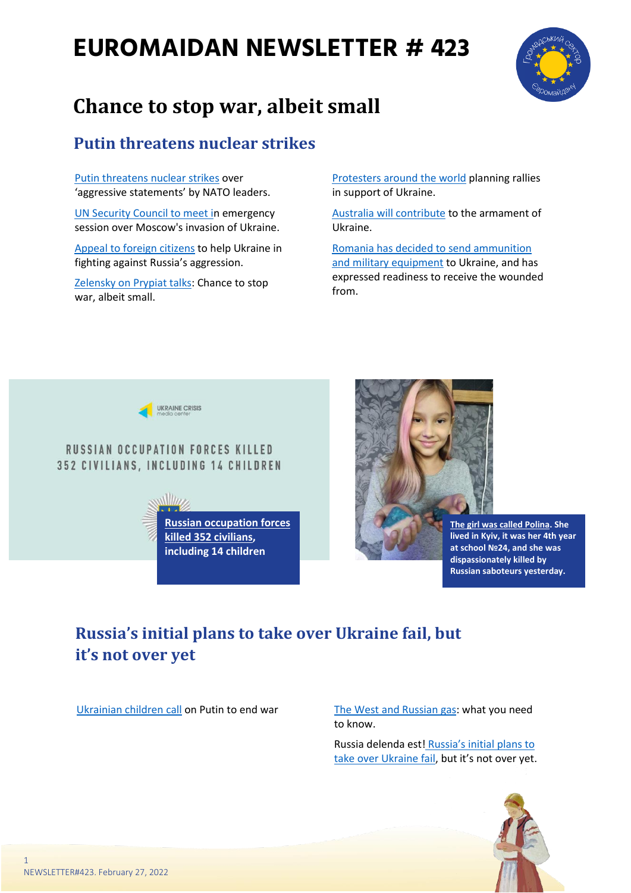# EUROMAIDAN NEWSLETTER # 423

## Chance to stop war, albeit small

### Putin threatens nuclear strikes

Putin threatens nuclear strikes over 'aggressive statements' by NATO leaders.

UN Security Council to meet in emergency session over Moscow's invasion of Ukraine.

Appeal to foreign citizens to help Ukraine in fighting against Russia's aggression.

Zelensky on Prypiat talks: Chance to stop war, albeit small.

Protesters around the world planning rallies in support of Ukraine.

Australia will contribute to the armament of Ukraine.

Romania has decided to send ammunition and military equipment to Ukraine, and has expressed readiness to receive the wounded from.

UKRAINE CRISIS media center

RUSSIAN OCCUPATION FORCES KILLED 352 CIVILIANS, INCLUDING 14 CHILDREN

**Russian occupation forces killed 352 civilians, including 14 children**

**The girl was called Polina. She lived in Kyiv, it was her 4th year at school №24, and she was dispassionately killed by Russian saboteurs yesterday.**

### Russia's initial plans to take over Ukraine fail, but it's not over yet

Ukrainian children call on Putin to end war

The West and Russian gas: what you need to know.

Russia delenda est! Russia's initial plans to take over Ukraine fail, but it's not over yet.

NEWSLETTER#423. February 27, 2022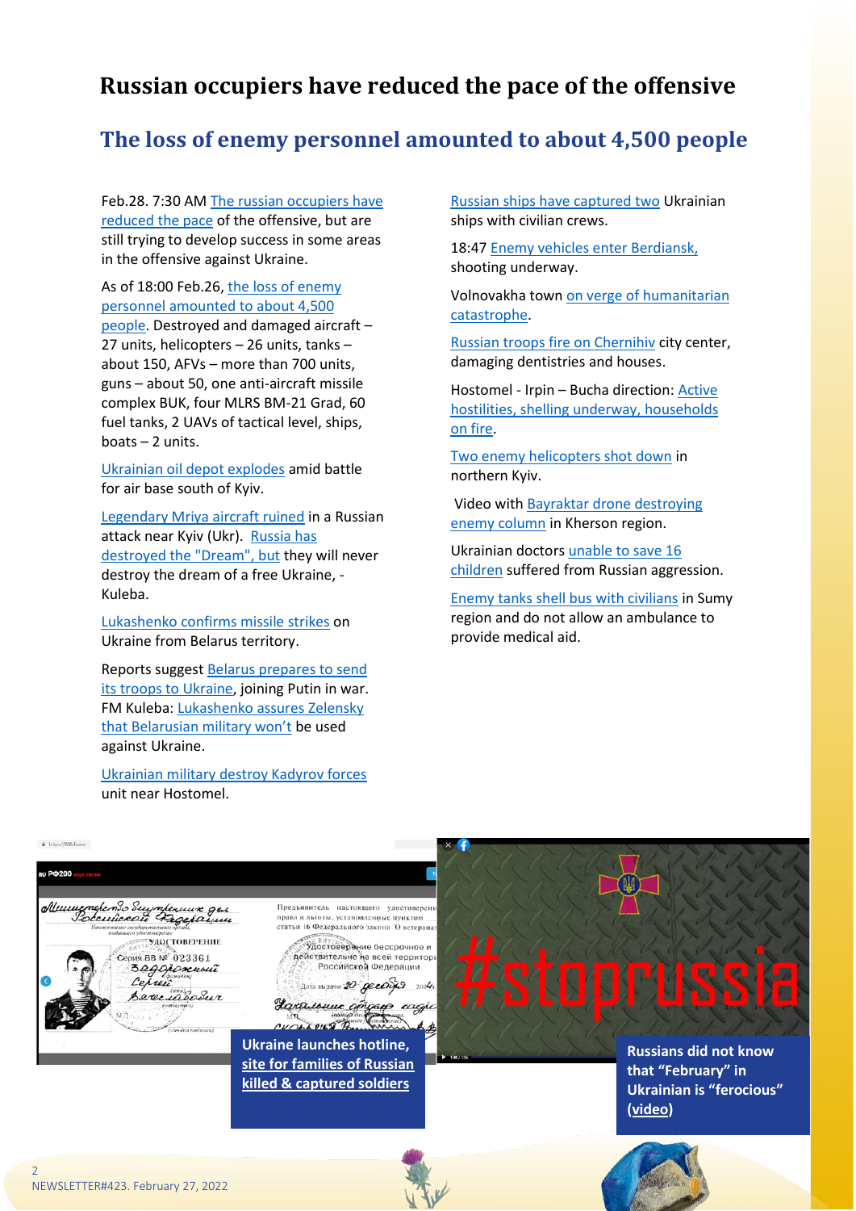# Russian occupiers have reduced the pace of the offensive

## The loss of enemy personnel amounted to about 4,500 people

Feb.28. 7:30 AM The russian occupiers have reduced the pace of the offensive, but are still trying to develop success in some areas in the offensive against Ukraine.

As of 18:00 Feb.26, the loss of enemy personnel amounted to about 4,500 people. Destroyed and damaged aircraft – 27 units, helicopters – 26 units, tanks – about 150, AFVs – more than 700 units, guns – about 50, one anti-aircraft missile complex BUK, four MLRS BM-21 Grad, 60 fuel tanks, 2 UAVs of tactical level, ships, boats – 2 units.

Ukrainian oil depot explodes amid battle for air base south of Kyiv.

Legendary Mriya aircraft ruined in a Russian attack near Kyiv (Ukr). Russia has destroyed the "Dream", but they will never destroy the dream of a free Ukraine, - Kuleba.

Lukashenko confirms missile strikes on Ukraine from Belarus territory.

Reports suggest Belarus prepares to send its troops to Ukraine, joining Putin in war. FM Kuleba: Lukashenko assures Zelensky that Belarusian military won't be used against Ukraine.

Ukrainian military destroy Kadyrov forces unit near Hostomel.

Russian ships have captured two Ukrainian ships with civilian crews.

18:47 Enemy vehicles enter Berdiansk, shooting underway.

Volnovakha town on verge of humanitarian catastrophe.

Russian troops fire on Chernihiv city center, damaging dentistries and houses.

Hostomel - Irpin – Bucha direction: Active hostilities, shelling underway, households on fire.

Two enemy helicopters shot down in northern Kyiv.

Video with Bayraktar drone destroying enemy column in Kherson region.

Ukrainian doctors unable to save 16 children suffered from Russian aggression.

Enemy tanks shell bus with civilians in Sumy region and do not allow an ambulance to provide medical aid.

**Ukraine launches hotline, site for families of Russian killed & captured soldiers**

**Russians did not know that "February" in Ukrainian is "ferocious" (video)**